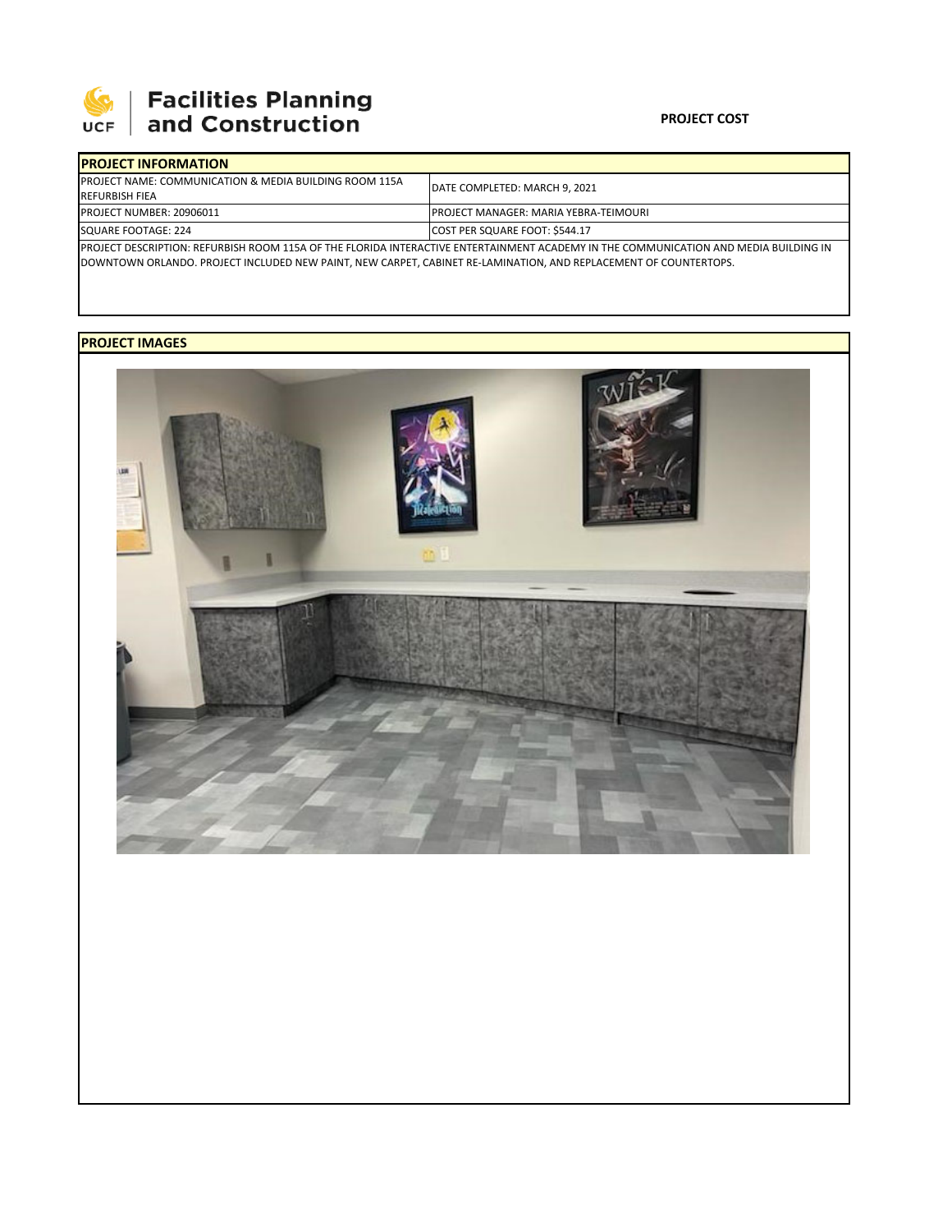**UCF | Facilities Planning and Construction**

**PROJECT COST**

| **PROJECT INFORMATION** | |
|---|---|
| PROJECT NAME: COMMUNICATION & MEDIA BUILDING ROOM 115A REFURBISH FIEA | DATE COMPLETED: MARCH 9, 2021 |
| PROJECT NUMBER: 20906011 | PROJECT MANAGER: MARIA YEBRA-TEIMOURI |
| SQUARE FOOTAGE: 224 | COST PER SQUARE FOOT: $544.17 |

PROJECT DESCRIPTION: REFURBISH ROOM 115A OF THE FLORIDA INTERACTIVE ENTERTAINMENT ACADEMY IN THE COMMUNICATION AND MEDIA BUILDING IN DOWNTOWN ORLANDO. PROJECT INCLUDED NEW PAINT, NEW CARPET, CABINET RE-LAMINATION, AND REPLACEMENT OF COUNTERTOPS.

**PROJECT IMAGES**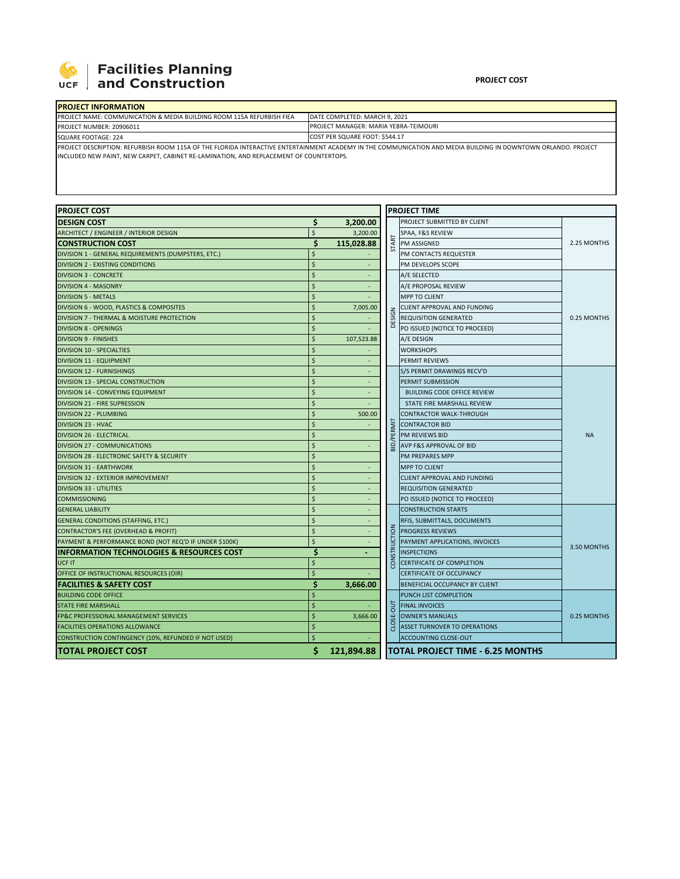# Facilities Planning and Construction

**PROJECT COST**

| PROJECT INFORMATION | |
|---|---|
| PROJECT NAME: COMMUNICATION & MEDIA BUILDING ROOM 115A REFURBISH FIEA | DATE COMPLETED: MARCH 9, 2021 |
| PROJECT NUMBER: 20906011 | PROJECT MANAGER: MARIA YEBRA-TEIMOURI |
| SQUARE FOOTAGE: 224 | COST PER SQUARE FOOT: $544.17 |

PROJECT DESCRIPTION: REFURBISH ROOM 115A OF THE FLORIDA INTERACTIVE ENTERTAINMENT ACADEMY IN THE COMMUNICATION AND MEDIA BUILDING IN DOWNTOWN ORLANDO. PROJECT INCLUDED NEW PAINT, NEW CARPET, CABINET RE-LAMINATION, AND REPLACEMENT OF COUNTERTOPS.

| PROJECT COST | |
|---|---|
| **DESIGN COST** | **$ 3,200.00** |
| ARCHITECT / ENGINEER / INTERIOR DESIGN | $ 3,200.00 |
| **CONSTRUCTION COST** | **$ 115,028.88** |
| DIVISION 1 - GENERAL REQUIREMENTS (DUMPSTERS, ETC.) | $ - |
| DIVISION 2 - EXISTING CONDITIONS | $ - |
| DIVISION 3 - CONCRETE | $ - |
| DIVISION 4 - MASONRY | $ - |
| DIVISION 5 - METALS | $ - |
| DIVISION 6 - WOOD, PLASTICS & COMPOSITES | $ 7,005.00 |
| DIVISION 7 - THERMAL & MOISTURE PROTECTION | $ - |
| DIVISION 8 - OPENINGS | $ - |
| DIVISION 9 - FINISHES | $ 107,523.88 |
| DIVISION 10 - SPECIALTIES | $ - |
| DIVISION 11 - EQUIPMENT | $ - |
| DIVISION 12 - FURNISHINGS | $ - |
| DIVISION 13 - SPECIAL CONSTRUCTION | $ - |
| DIVISION 14 - CONVEYING EQUIPMENT | $ - |
| DIVISION 21 - FIRE SUPRESSION | $ - |
| DIVISION 22 - PLUMBING | $ 500.00 |
| DIVISION 23 - HVAC | $ - |
| DIVISION 26 - ELECTRICAL | $ |
| DIVISION 27 - COMMUNICATIONS | $ - |
| DIVISION 28 - ELECTRONIC SAFETY & SECURITY | $ |
| DIVISION 31 - EARTHWORK | $ - |
| DIVISION 32 - EXTERIOR IMPROVEMENT | $ - |
| DIVISION 33 - UTILITIES | $ - |
| COMMISSIONING | $ - |
| GENERAL LIABILITY | $ - |
| GENERAL CONDITIONS (STAFFING, ETC.) | $ - |
| CONTRACTOR'S FEE (OVERHEAD & PROFIT) | $ - |
| PAYMENT & PERFORMANCE BOND (NOT REQ'D IF UNDER $100K) | $ - |
| **INFORMATION TECHNOLOGIES & RESOURCES COST** | **$ -** |
| UCF IT | $ |
| OFFICE OF INSTRUCTIONAL RESOURCES (OIR) | $ - |
| **FACILITIES & SAFETY COST** | **$ 3,666.00** |
| BUILDING CODE OFFICE | $ |
| STATE FIRE MARSHALL | $ - |
| FP&C PROFESSIONAL MANAGEMENT SERVICES | $ 3,666.00 |
| FACILITIES OPERATIONS ALLOWANCE | $ |
| CONSTRUCTION CONTINGENCY (10%, REFUNDED IF NOT USED) | $ - |
| **TOTAL PROJECT COST** | **$ 121,894.88** |

| PROJECT TIME | | |
|---|---|---|
| START | PROJECT SUBMITTED BY CLIENT | 2.25 MONTHS |
| | SPAA, F&S REVIEW | |
| | PM ASSIGNED | |
| | PM CONTACTS REQUESTER | |
| | PM DEVELOPS SCOPE | |
| DESIGN | A/E SELECTED | 0.25 MONTHS |
| | A/E PROPOSAL REVIEW | |
| | MPP TO CLIENT | |
| | CLIENT APPROVAL AND FUNDING | |
| | REQUISITION GENERATED | |
| | PO ISSUED (NOTICE TO PROCEED) | |
| | A/E DESIGN | |
| | WORKSHOPS | |
| | PERMIT REVIEWS | |
| BID/PERMIT | S/S PERMIT DRAWINGS RECV'D | NA |
| | PERMIT SUBMISSION | |
| | BUILDING CODE OFFICE REVIEW | |
| | STATE FIRE MARSHALL REVIEW | |
| | CONTRACTOR WALK-THROUGH | |
| | CONTRACTOR BID | |
| | PM REVIEWS BID | |
| | AVP F&S APPROVAL OF BID | |
| | PM PREPARES MPP | |
| | MPP TO CLIENT | |
| | CLIENT APPROVAL AND FUNDING | |
| | REQUISITION GENERATED | |
| | PO ISSUED (NOTICE TO PROCEED) | |
| CONSTRUCTION | CONSTRUCTION STARTS | 3.50 MONTHS |
| | RFIS, SUBMITTALS, DOCUMENTS | |
| | PROGRESS REVIEWS | |
| | PAYMENT APPLICATIONS, INVOICES | |
| | INSPECTIONS | |
| | CERTIFICATE OF COMPLETION | |
| | CERTIFICATE OF OCCUPANCY | |
| | BENEFICIAL OCCUPANCY BY CLIENT | |
| CLOSE-OUT | PUNCH LIST COMPLETION | 0.25 MONTHS |
| | FINAL INVOICES | |
| | OWNER'S MANUALS | |
| | ASSET TURNOVER TO OPERATIONS | |
| | ACCOUNTING CLOSE-OUT | |
| **TOTAL PROJECT TIME - 6.25 MONTHS** | | |